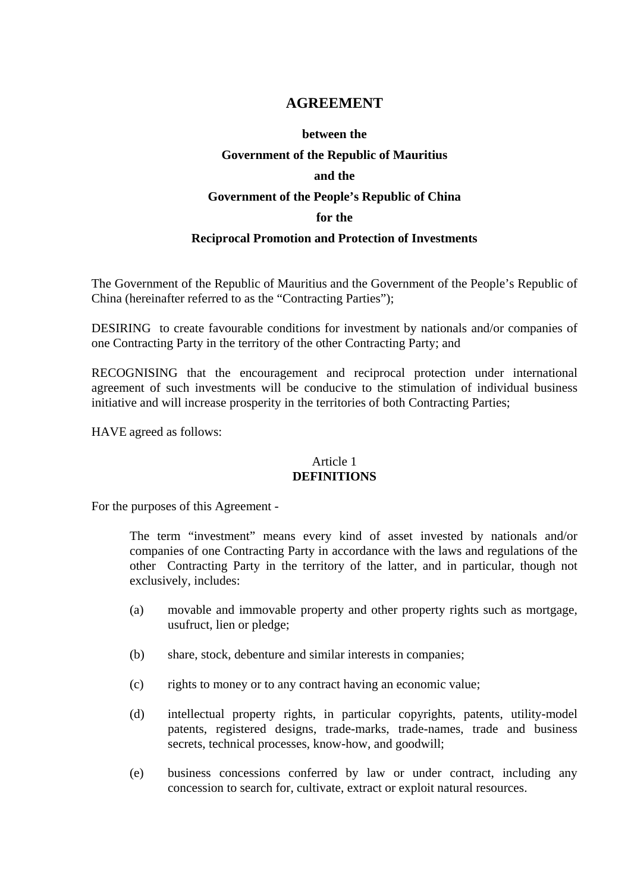# AGREEMENT

**between the**

**Government of the Republic of Mauritius**

**and the**

**Government of the People's Republic of China**

**for the**

**Reciprocal Promotion and Protection of Investments**

The Government of the Republic of Mauritius and the Government of the People's Republic of China (hereinafter referred to as the "Contracting Parties");

DESIRING to create favourable conditions for investment by nationals and/or companies of one Contracting Party in the territory of the other Contracting Party; and

RECOGNISING that the encouragement and reciprocal protection under international agreement of such investments will be conducive to the stimulation of individual business initiative and will increase prosperity in the territories of both Contracting Parties;

HAVE agreed as follows:

## Article 1
## DEFINITIONS

For the purposes of this Agreement -

The term "investment" means every kind of asset invested by nationals and/or companies of one Contracting Party in accordance with the laws and regulations of the other Contracting Party in the territory of the latter, and in particular, though not exclusively, includes:

(a) movable and immovable property and other property rights such as mortgage, usufruct, lien or pledge;

(b) share, stock, debenture and similar interests in companies;

(c) rights to money or to any contract having an economic value;

(d) intellectual property rights, in particular copyrights, patents, utility-model patents, registered designs, trade-marks, trade-names, trade and business secrets, technical processes, know-how, and goodwill;

(e) business concessions conferred by law or under contract, including any concession to search for, cultivate, extract or exploit natural resources.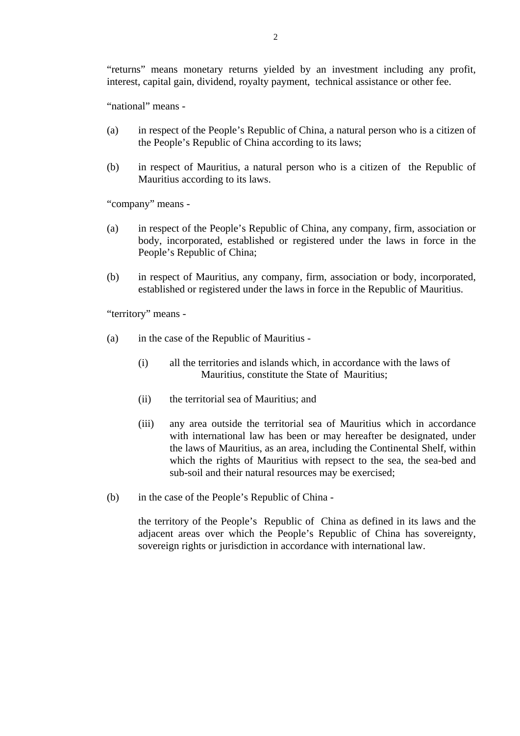“returns” means monetary returns yielded by an investment including any profit, interest, capital gain, dividend, royalty payment, technical assistance or other fee.

“national” means -

(a) in respect of the People’s Republic of China, a natural person who is a citizen of the People’s Republic of China according to its laws;

(b) in respect of Mauritius, a natural person who is a citizen of the Republic of Mauritius according to its laws.

“company” means -

(a) in respect of the People’s Republic of China, any company, firm, association or body, incorporated, established or registered under the laws in force in the People’s Republic of China;

(b) in respect of Mauritius, any company, firm, association or body, incorporated, established or registered under the laws in force in the Republic of Mauritius.

“territory” means -

(a) in the case of the Republic of Mauritius -

    (i) all the territories and islands which, in accordance with the laws of Mauritius, constitute the State of Mauritius;

    (ii) the territorial sea of Mauritius; and

    (iii) any area outside the territorial sea of Mauritius which in accordance with international law has been or may hereafter be designated, under the laws of Mauritius, as an area, including the Continental Shelf, within which the rights of Mauritius with repsect to the sea, the sea-bed and sub-soil and their natural resources may be exercised;

(b) in the case of the People’s Republic of China -

    the territory of the People’s Republic of China as defined in its laws and the adjacent areas over which the People’s Republic of China has sovereignty, sovereign rights or jurisdiction in accordance with international law.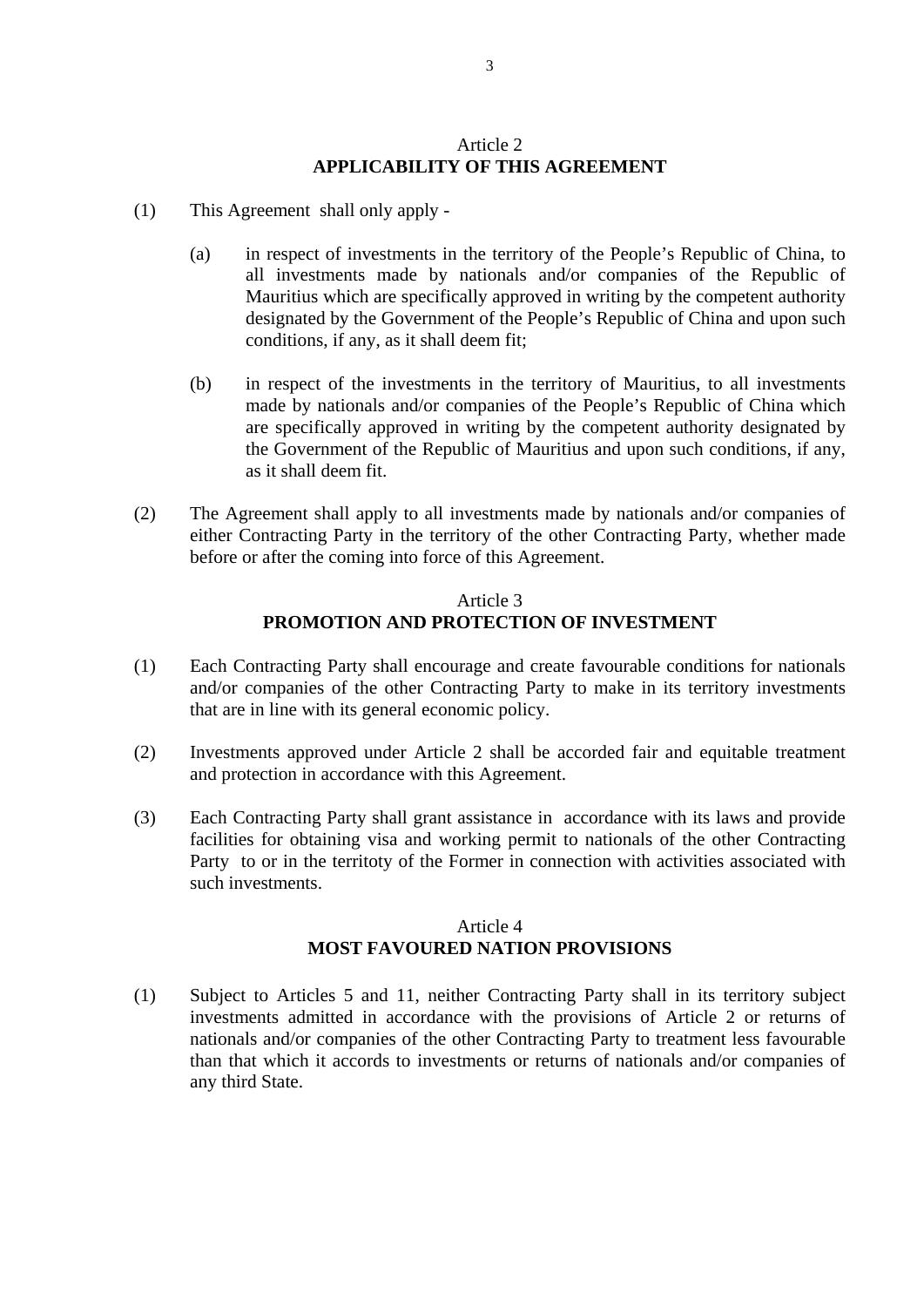## Article 2
## APPLICABILITY OF THIS AGREEMENT

(1) This Agreement shall only apply -

(a) in respect of investments in the territory of the People's Republic of China, to all investments made by nationals and/or companies of the Republic of Mauritius which are specifically approved in writing by the competent authority designated by the Government of the People's Republic of China and upon such conditions, if any, as it shall deem fit;

(b) in respect of the investments in the territory of Mauritius, to all investments made by nationals and/or companies of the People's Republic of China which are specifically approved in writing by the competent authority designated by the Government of the Republic of Mauritius and upon such conditions, if any, as it shall deem fit.

(2) The Agreement shall apply to all investments made by nationals and/or companies of either Contracting Party in the territory of the other Contracting Party, whether made before or after the coming into force of this Agreement.

## Article 3
## PROMOTION AND PROTECTION OF INVESTMENT

(1) Each Contracting Party shall encourage and create favourable conditions for nationals and/or companies of the other Contracting Party to make in its territory investments that are in line with its general economic policy.

(2) Investments approved under Article 2 shall be accorded fair and equitable treatment and protection in accordance with this Agreement.

(3) Each Contracting Party shall grant assistance in accordance with its laws and provide facilities for obtaining visa and working permit to nationals of the other Contracting Party to or in the territoty of the Former in connection with activities associated with such investments.

## Article 4
## MOST FAVOURED NATION PROVISIONS

(1) Subject to Articles 5 and 11, neither Contracting Party shall in its territory subject investments admitted in accordance with the provisions of Article 2 or returns of nationals and/or companies of the other Contracting Party to treatment less favourable than that which it accords to investments or returns of nationals and/or companies of any third State.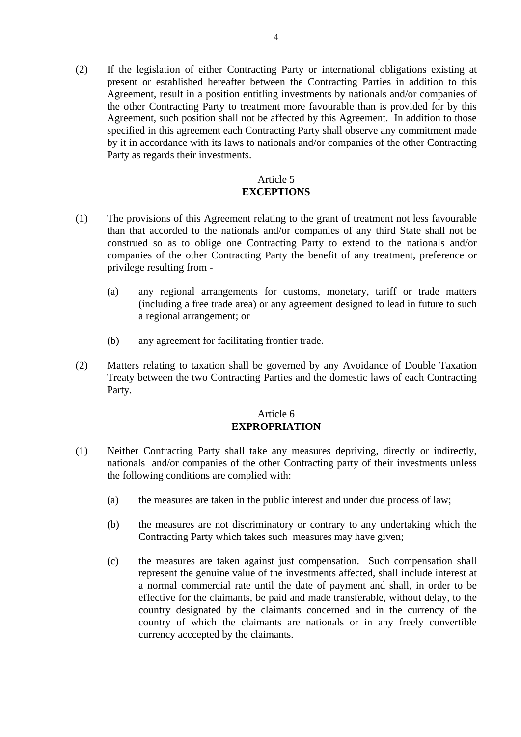(2) If the legislation of either Contracting Party or international obligations existing at present or established hereafter between the Contracting Parties in addition to this Agreement, result in a position entitling investments by nationals and/or companies of the other Contracting Party to treatment more favourable than is provided for by this Agreement, such position shall not be affected by this Agreement. In addition to those specified in this agreement each Contracting Party shall observe any commitment made by it in accordance with its laws to nationals and/or companies of the other Contracting Party as regards their investments.

## Article 5
## EXCEPTIONS

(1) The provisions of this Agreement relating to the grant of treatment not less favourable than that accorded to the nationals and/or companies of any third State shall not be construed so as to oblige one Contracting Party to extend to the nationals and/or companies of the other Contracting Party the benefit of any treatment, preference or privilege resulting from -

 (a) any regional arrangements for customs, monetary, tariff or trade matters (including a free trade area) or any agreement designed to lead in future to such a regional arrangement; or

 (b) any agreement for facilitating frontier trade.

(2) Matters relating to taxation shall be governed by any Avoidance of Double Taxation Treaty between the two Contracting Parties and the domestic laws of each Contracting Party.

## Article 6
## EXPROPRIATION

(1) Neither Contracting Party shall take any measures depriving, directly or indirectly, nationals and/or companies of the other Contracting party of their investments unless the following conditions are complied with:

 (a) the measures are taken in the public interest and under due process of law;

 (b) the measures are not discriminatory or contrary to any undertaking which the Contracting Party which takes such measures may have given;

 (c) the measures are taken against just compensation. Such compensation shall represent the genuine value of the investments affected, shall include interest at a normal commercial rate until the date of payment and shall, in order to be effective for the claimants, be paid and made transferable, without delay, to the country designated by the claimants concerned and in the currency of the country of which the claimants are nationals or in any freely convertible currency acccepted by the claimants.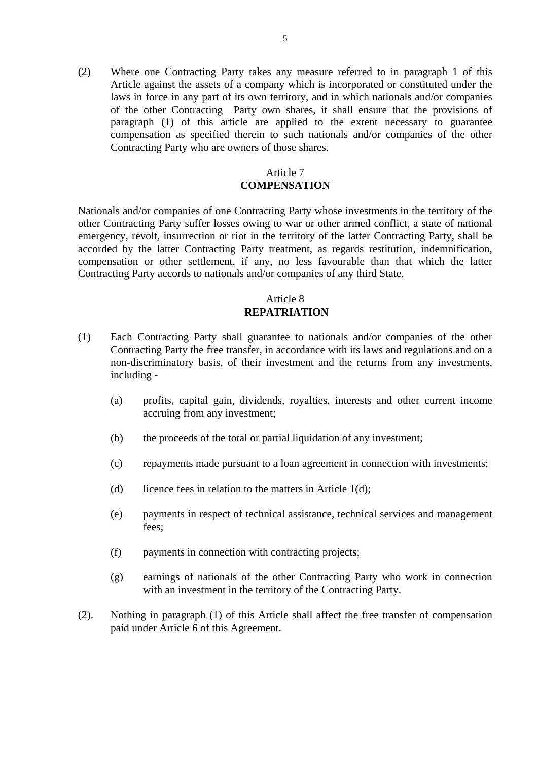(2) Where one Contracting Party takes any measure referred to in paragraph 1 of this Article against the assets of a company which is incorporated or constituted under the laws in force in any part of its own territory, and in which nationals and/or companies of the other Contracting Party own shares, it shall ensure that the provisions of paragraph (1) of this article are applied to the extent necessary to guarantee compensation as specified therein to such nationals and/or companies of the other Contracting Party who are owners of those shares.

## Article 7
## COMPENSATION

Nationals and/or companies of one Contracting Party whose investments in the territory of the other Contracting Party suffer losses owing to war or other armed conflict, a state of national emergency, revolt, insurrection or riot in the territory of the latter Contracting Party, shall be accorded by the latter Contracting Party treatment, as regards restitution, indemnification, compensation or other settlement, if any, no less favourable than that which the latter Contracting Party accords to nationals and/or companies of any third State.

## Article 8
## REPATRIATION

(1) Each Contracting Party shall guarantee to nationals and/or companies of the other Contracting Party the free transfer, in accordance with its laws and regulations and on a non-discriminatory basis, of their investment and the returns from any investments, including -

  (a) profits, capital gain, dividends, royalties, interests and other current income accruing from any investment;

  (b) the proceeds of the total or partial liquidation of any investment;

  (c) repayments made pursuant to a loan agreement in connection with investments;

  (d) licence fees in relation to the matters in Article 1(d);

  (e) payments in respect of technical assistance, technical services and management fees;

  (f) payments in connection with contracting projects;

  (g) earnings of nationals of the other Contracting Party who work in connection with an investment in the territory of the Contracting Party.

(2). Nothing in paragraph (1) of this Article shall affect the free transfer of compensation paid under Article 6 of this Agreement.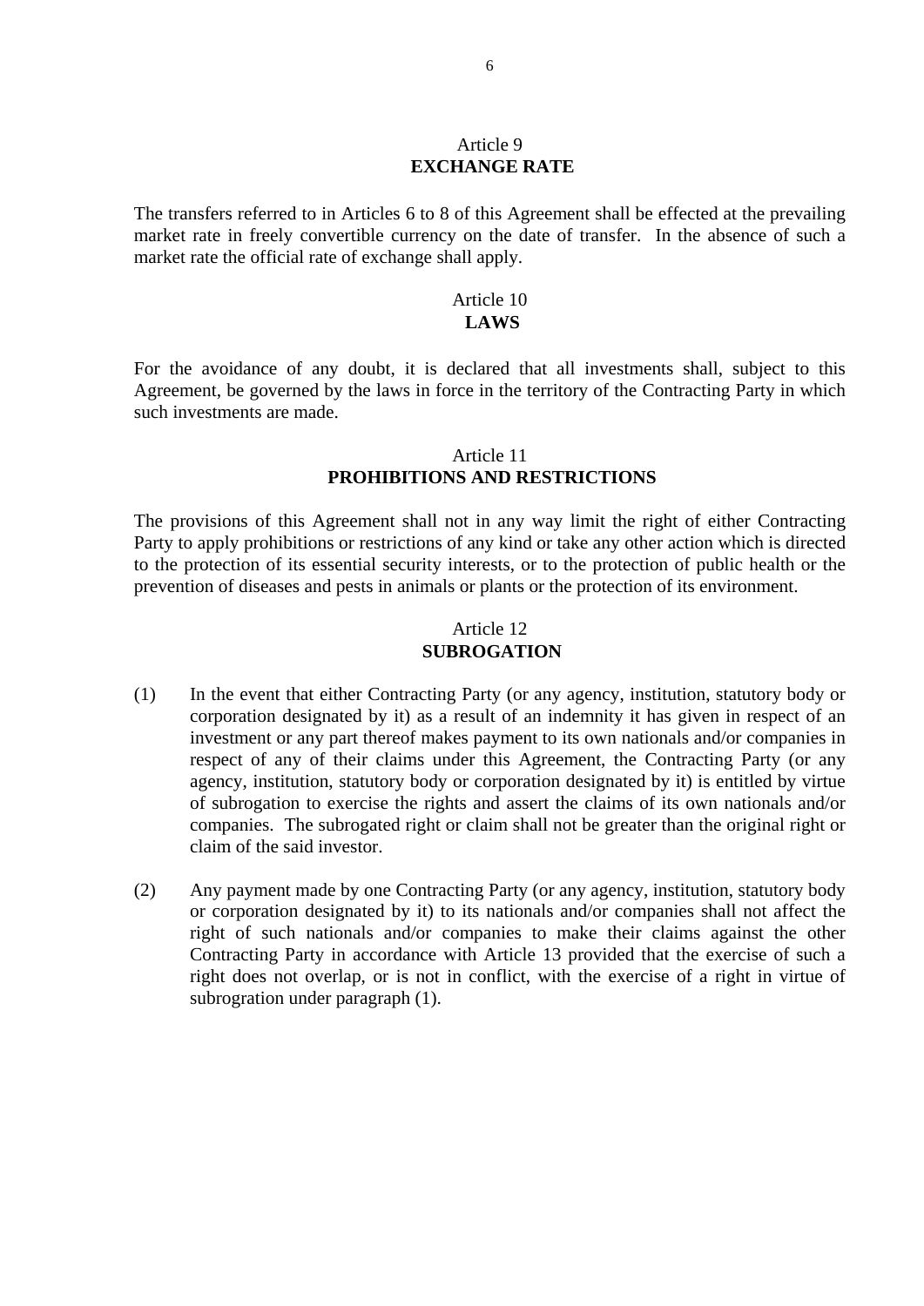## Article 9
## EXCHANGE RATE

The transfers referred to in Articles 6 to 8 of this Agreement shall be effected at the prevailing market rate in freely convertible currency on the date of transfer. In the absence of such a market rate the official rate of exchange shall apply.

## Article 10
## LAWS

For the avoidance of any doubt, it is declared that all investments shall, subject to this Agreement, be governed by the laws in force in the territory of the Contracting Party in which such investments are made.

## Article 11
## PROHIBITIONS AND RESTRICTIONS

The provisions of this Agreement shall not in any way limit the right of either Contracting Party to apply prohibitions or restrictions of any kind or take any other action which is directed to the protection of its essential security interests, or to the protection of public health or the prevention of diseases and pests in animals or plants or the protection of its environment.

## Article 12
## SUBROGATION

(1) In the event that either Contracting Party (or any agency, institution, statutory body or corporation designated by it) as a result of an indemnity it has given in respect of an investment or any part thereof makes payment to its own nationals and/or companies in respect of any of their claims under this Agreement, the Contracting Party (or any agency, institution, statutory body or corporation designated by it) is entitled by virtue of subrogation to exercise the rights and assert the claims of its own nationals and/or companies. The subrogated right or claim shall not be greater than the original right or claim of the said investor.

(2) Any payment made by one Contracting Party (or any agency, institution, statutory body or corporation designated by it) to its nationals and/or companies shall not affect the right of such nationals and/or companies to make their claims against the other Contracting Party in accordance with Article 13 provided that the exercise of such a right does not overlap, or is not in conflict, with the exercise of a right in virtue of subrogration under paragraph (1).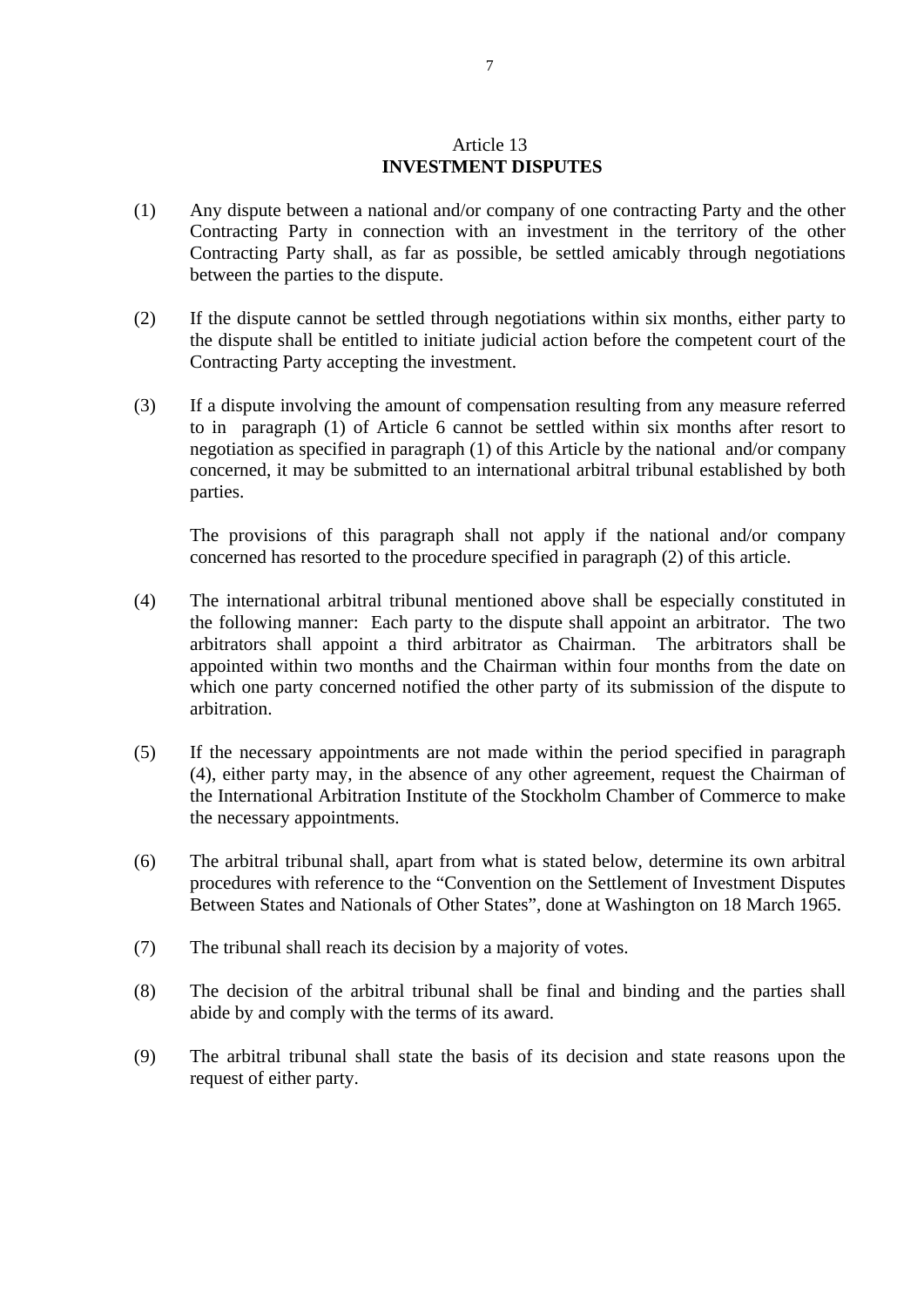Article 13
**INVESTMENT DISPUTES**

(1) Any dispute between a national and/or company of one contracting Party and the other Contracting Party in connection with an investment in the territory of the other Contracting Party shall, as far as possible, be settled amicably through negotiations between the parties to the dispute.

(2) If the dispute cannot be settled through negotiations within six months, either party to the dispute shall be entitled to initiate judicial action before the competent court of the Contracting Party accepting the investment.

(3) If a dispute involving the amount of compensation resulting from any measure referred to in paragraph (1) of Article 6 cannot be settled within six months after resort to negotiation as specified in paragraph (1) of this Article by the national and/or company concerned, it may be submitted to an international arbitral tribunal established by both parties.

The provisions of this paragraph shall not apply if the national and/or company concerned has resorted to the procedure specified in paragraph (2) of this article.

(4) The international arbitral tribunal mentioned above shall be especially constituted in the following manner: Each party to the dispute shall appoint an arbitrator. The two arbitrators shall appoint a third arbitrator as Chairman. The arbitrators shall be appointed within two months and the Chairman within four months from the date on which one party concerned notified the other party of its submission of the dispute to arbitration.

(5) If the necessary appointments are not made within the period specified in paragraph (4), either party may, in the absence of any other agreement, request the Chairman of the International Arbitration Institute of the Stockholm Chamber of Commerce to make the necessary appointments.

(6) The arbitral tribunal shall, apart from what is stated below, determine its own arbitral procedures with reference to the "Convention on the Settlement of Investment Disputes Between States and Nationals of Other States", done at Washington on 18 March 1965.

(7) The tribunal shall reach its decision by a majority of votes.

(8) The decision of the arbitral tribunal shall be final and binding and the parties shall abide by and comply with the terms of its award.

(9) The arbitral tribunal shall state the basis of its decision and state reasons upon the request of either party.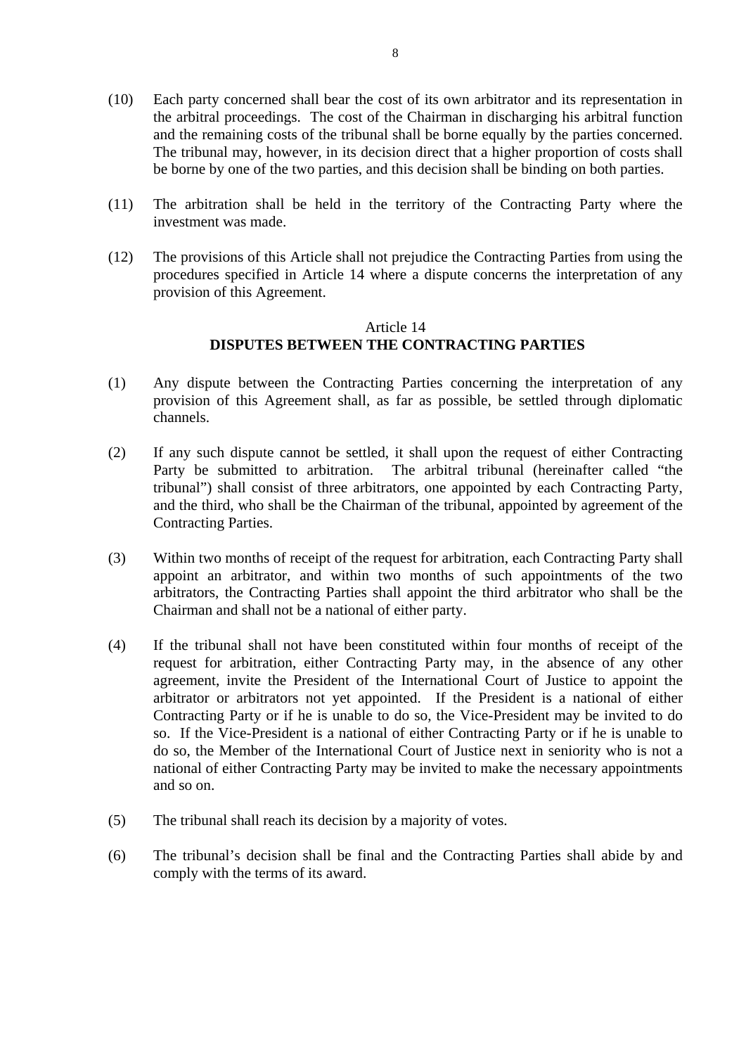(10) Each party concerned shall bear the cost of its own arbitrator and its representation in the arbitral proceedings. The cost of the Chairman in discharging his arbitral function and the remaining costs of the tribunal shall be borne equally by the parties concerned. The tribunal may, however, in its decision direct that a higher proportion of costs shall be borne by one of the two parties, and this decision shall be binding on both parties.

(11) The arbitration shall be held in the territory of the Contracting Party where the investment was made.

(12) The provisions of this Article shall not prejudice the Contracting Parties from using the procedures specified in Article 14 where a dispute concerns the interpretation of any provision of this Agreement.

## Article 14
## DISPUTES BETWEEN THE CONTRACTING PARTIES

(1) Any dispute between the Contracting Parties concerning the interpretation of any provision of this Agreement shall, as far as possible, be settled through diplomatic channels.

(2) If any such dispute cannot be settled, it shall upon the request of either Contracting Party be submitted to arbitration. The arbitral tribunal (hereinafter called "the tribunal") shall consist of three arbitrators, one appointed by each Contracting Party, and the third, who shall be the Chairman of the tribunal, appointed by agreement of the Contracting Parties.

(3) Within two months of receipt of the request for arbitration, each Contracting Party shall appoint an arbitrator, and within two months of such appointments of the two arbitrators, the Contracting Parties shall appoint the third arbitrator who shall be the Chairman and shall not be a national of either party.

(4) If the tribunal shall not have been constituted within four months of receipt of the request for arbitration, either Contracting Party may, in the absence of any other agreement, invite the President of the International Court of Justice to appoint the arbitrator or arbitrators not yet appointed. If the President is a national of either Contracting Party or if he is unable to do so, the Vice-President may be invited to do so. If the Vice-President is a national of either Contracting Party or if he is unable to do so, the Member of the International Court of Justice next in seniority who is not a national of either Contracting Party may be invited to make the necessary appointments and so on.

(5) The tribunal shall reach its decision by a majority of votes.

(6) The tribunal's decision shall be final and the Contracting Parties shall abide by and comply with the terms of its award.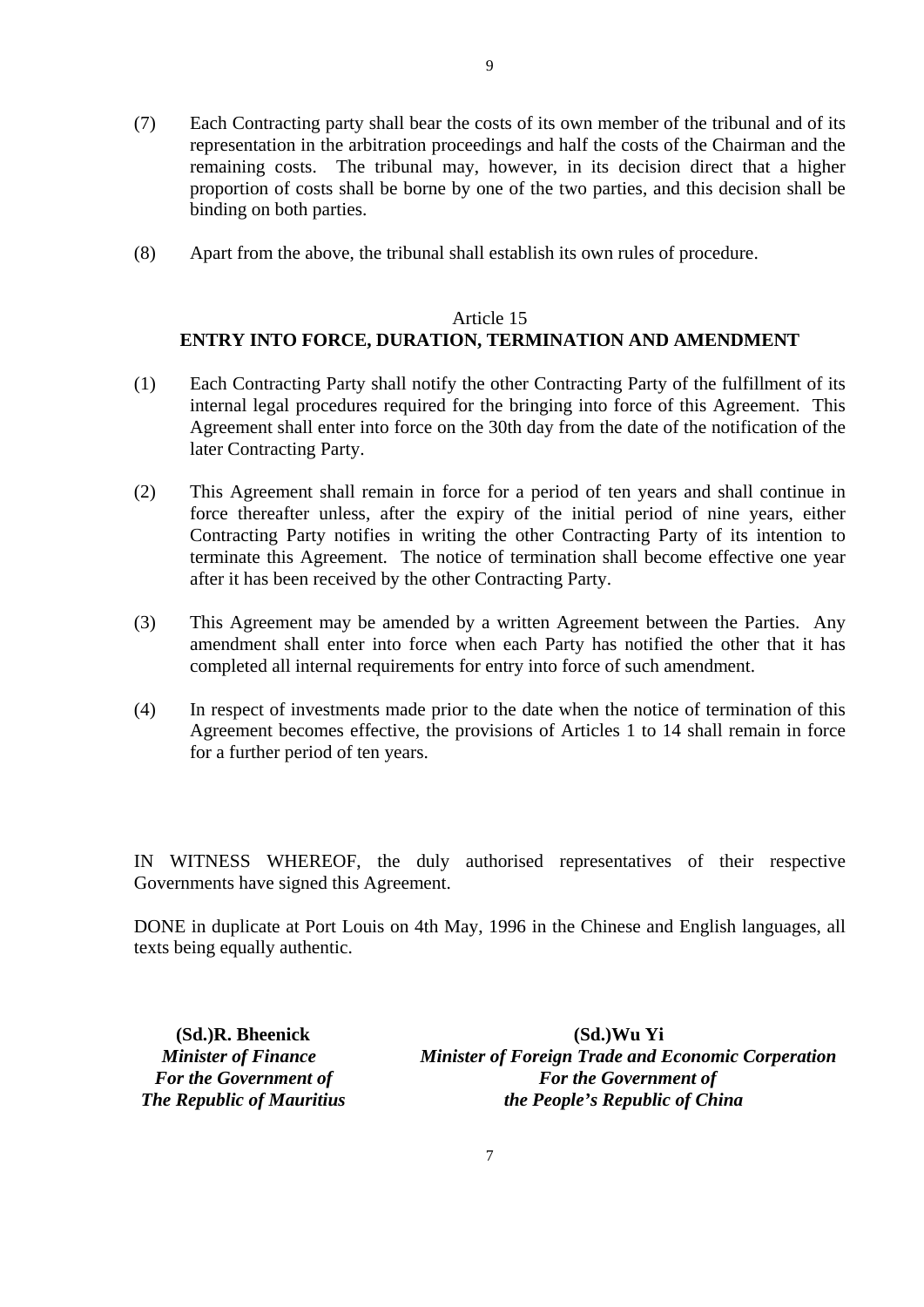(7) Each Contracting party shall bear the costs of its own member of the tribunal and of its representation in the arbitration proceedings and half the costs of the Chairman and the remaining costs. The tribunal may, however, in its decision direct that a higher proportion of costs shall be borne by one of the two parties, and this decision shall be binding on both parties.

(8) Apart from the above, the tribunal shall establish its own rules of procedure.

Article 15
**ENTRY INTO FORCE, DURATION, TERMINATION AND AMENDMENT**

(1) Each Contracting Party shall notify the other Contracting Party of the fulfillment of its internal legal procedures required for the bringing into force of this Agreement. This Agreement shall enter into force on the 30th day from the date of the notification of the later Contracting Party.

(2) This Agreement shall remain in force for a period of ten years and shall continue in force thereafter unless, after the expiry of the initial period of nine years, either Contracting Party notifies in writing the other Contracting Party of its intention to terminate this Agreement. The notice of termination shall become effective one year after it has been received by the other Contracting Party.

(3) This Agreement may be amended by a written Agreement between the Parties. Any amendment shall enter into force when each Party has notified the other that it has completed all internal requirements for entry into force of such amendment.

(4) In respect of investments made prior to the date when the notice of termination of this Agreement becomes effective, the provisions of Articles 1 to 14 shall remain in force for a further period of ten years.

IN WITNESS WHEREOF, the duly authorised representatives of their respective Governments have signed this Agreement.

DONE in duplicate at Port Louis on 4th May, 1996 in the Chinese and English languages, all texts being equally authentic.

**(Sd.)R. Bheenick**
***Minister of Finance***
***For the Government of***
***The Republic of Mauritius***

**(Sd.)Wu Yi**
***Minister of Foreign Trade and Economic Corperation***
***For the Government of***
***the People's Republic of China***